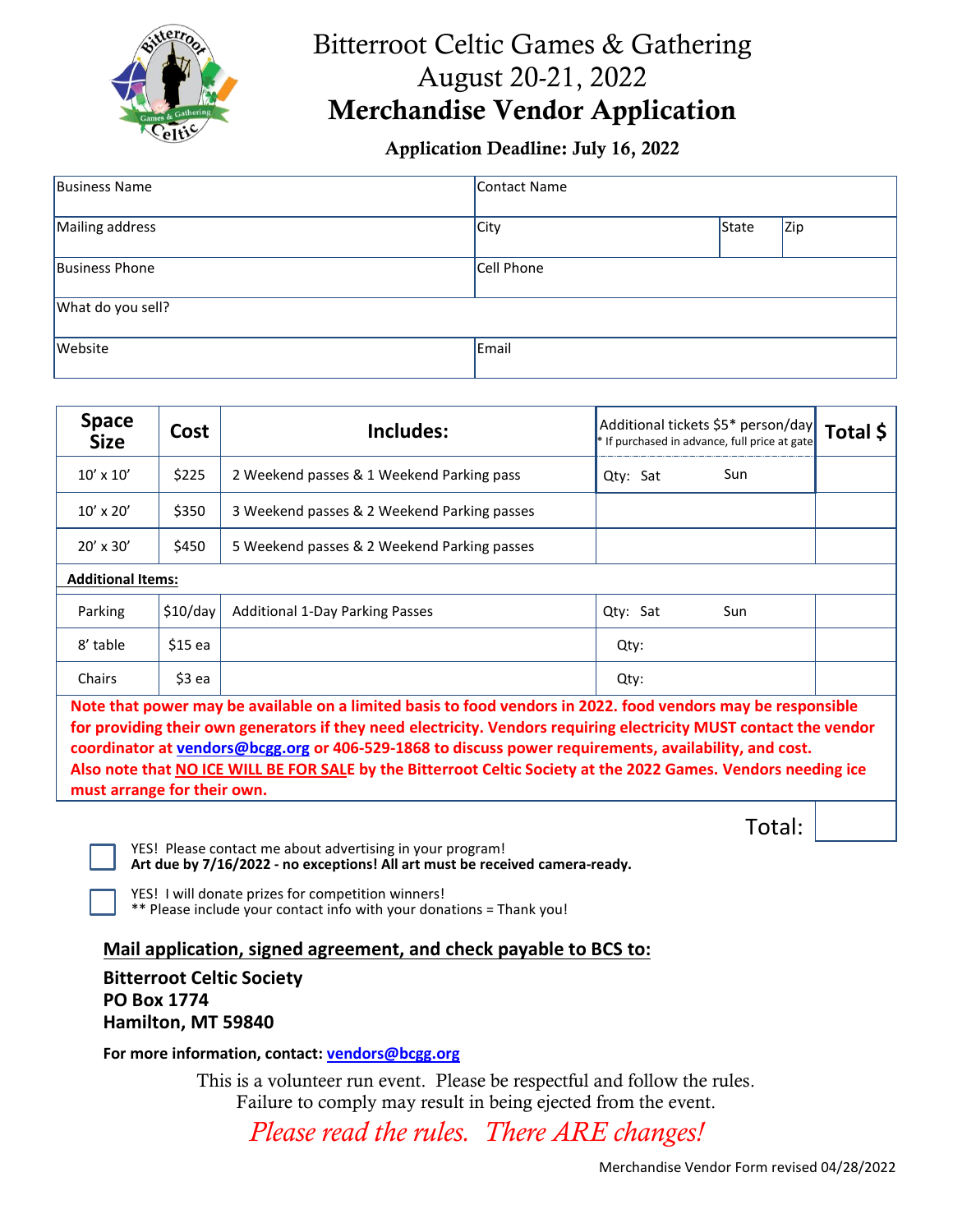# Bitterroot Celtic Games & Gathering

## August 20-21, 2022

# Merchandise Vendor Application

### Application Deadline: July 16, 2022

| Business Name | Contact Name | | |
|---|---|---|---|
| Mailing address | City | State | Zip |
| Business Phone | Cell Phone | | |
| What do you sell? | | | |
| Website | Email | | |

| Space Size | Cost | Includes: | Additional tickets $5* person/day<br>* If purchased in advance, full price at gate | Total $ |
|---|---|---|---|---|
| 10' x 10' | $225 | 2 Weekend passes & 1 Weekend Parking pass | Qty: Sat Sun | |
| 10' x 20' | $350 | 3 Weekend passes & 2 Weekend Parking passes | | |
| 20' x 30' | $450 | 5 Weekend passes & 2 Weekend Parking passes | | |
| **Additional Items:** | | | | |
| Parking | $10/day | Additional 1-Day Parking Passes | Qty: Sat Sun | |
| 8' table | $15 ea | | Qty: | |
| Chairs | $3 ea | | Qty: | |

**Note that power may be available on a limited basis to food vendors in 2022. food vendors may be responsible for providing their own generators if they need electricity. Vendors requiring electricity MUST contact the vendor coordinator at vendors@bcgg.org or 406-529-1868 to discuss power requirements, availability, and cost. Also note that NO ICE WILL BE FOR SALE by the Bitterroot Celtic Society at the 2022 Games. Vendors needing ice must arrange for their own.**

Total: ______

☐ YES! Please contact me about advertising in your program!
**Art due by 7/16/2022 - no exceptions! All art must be received camera-ready.**

☐ YES! I will donate prizes for competition winners!
** Please include your contact info with your donations = Thank you!

**Mail application, signed agreement, and check payable to BCS to:**

**Bitterroot Celtic Society**
**PO Box 1774**
**Hamilton, MT 59840**

**For more information, contact: vendors@bcgg.org**

This is a volunteer run event. Please be respectful and follow the rules.
Failure to comply may result in being ejected from the event.

*Please read the rules. There ARE changes!*

Merchandise Vendor Form revised 04/28/2022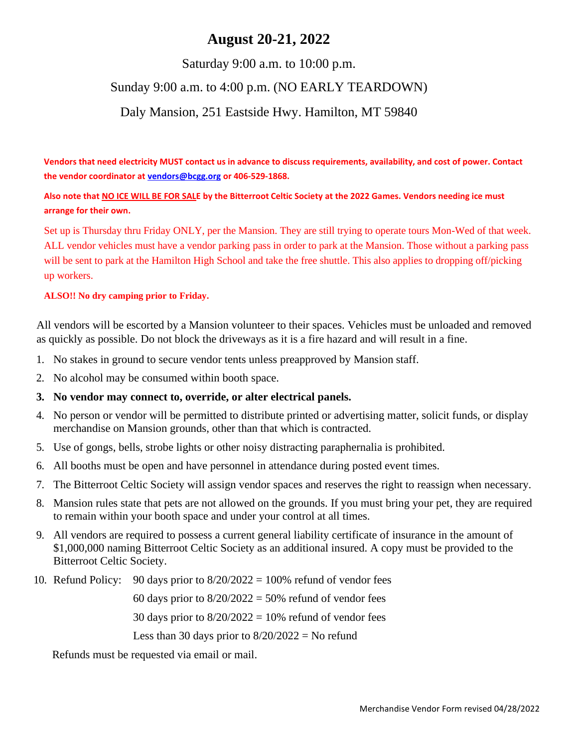# August 20-21, 2022

Saturday 9:00 a.m. to 10:00 p.m.

Sunday 9:00 a.m. to 4:00 p.m. (NO EARLY TEARDOWN)

Daly Mansion, 251 Eastside Hwy. Hamilton, MT 59840

**Vendors that need electricity MUST contact us in advance to discuss requirements, availability, and cost of power. Contact the vendor coordinator at vendors@bcgg.org or 406-529-1868.**

**Also note that NO ICE WILL BE FOR SALE by the Bitterroot Celtic Society at the 2022 Games. Vendors needing ice must arrange for their own.**

Set up is Thursday thru Friday ONLY, per the Mansion. They are still trying to operate tours Mon-Wed of that week. ALL vendor vehicles must have a vendor parking pass in order to park at the Mansion. Those without a parking pass will be sent to park at the Hamilton High School and take the free shuttle. This also applies to dropping off/picking up workers.

**ALSO!! No dry camping prior to Friday.**

All vendors will be escorted by a Mansion volunteer to their spaces. Vehicles must be unloaded and removed as quickly as possible. Do not block the driveways as it is a fire hazard and will result in a fine.

1. No stakes in ground to secure vendor tents unless preapproved by Mansion staff.
2. No alcohol may be consumed within booth space.
3. **No vendor may connect to, override, or alter electrical panels.**
4. No person or vendor will be permitted to distribute printed or advertising matter, solicit funds, or display merchandise on Mansion grounds, other than that which is contracted.
5. Use of gongs, bells, strobe lights or other noisy distracting paraphernalia is prohibited.
6. All booths must be open and have personnel in attendance during posted event times.
7. The Bitterroot Celtic Society will assign vendor spaces and reserves the right to reassign when necessary.
8. Mansion rules state that pets are not allowed on the grounds. If you must bring your pet, they are required to remain within your booth space and under your control at all times.
9. All vendors are required to possess a current general liability certificate of insurance in the amount of $1,000,000 naming Bitterroot Celtic Society as an additional insured. A copy must be provided to the Bitterroot Celtic Society.
10. Refund Policy: 90 days prior to 8/20/2022 = 100% refund of vendor fees
    60 days prior to 8/20/2022 = 50% refund of vendor fees
    30 days prior to 8/20/2022 = 10% refund of vendor fees
    Less than 30 days prior to 8/20/2022 = No refund

    Refunds must be requested via email or mail.

Merchandise Vendor Form revised 04/28/2022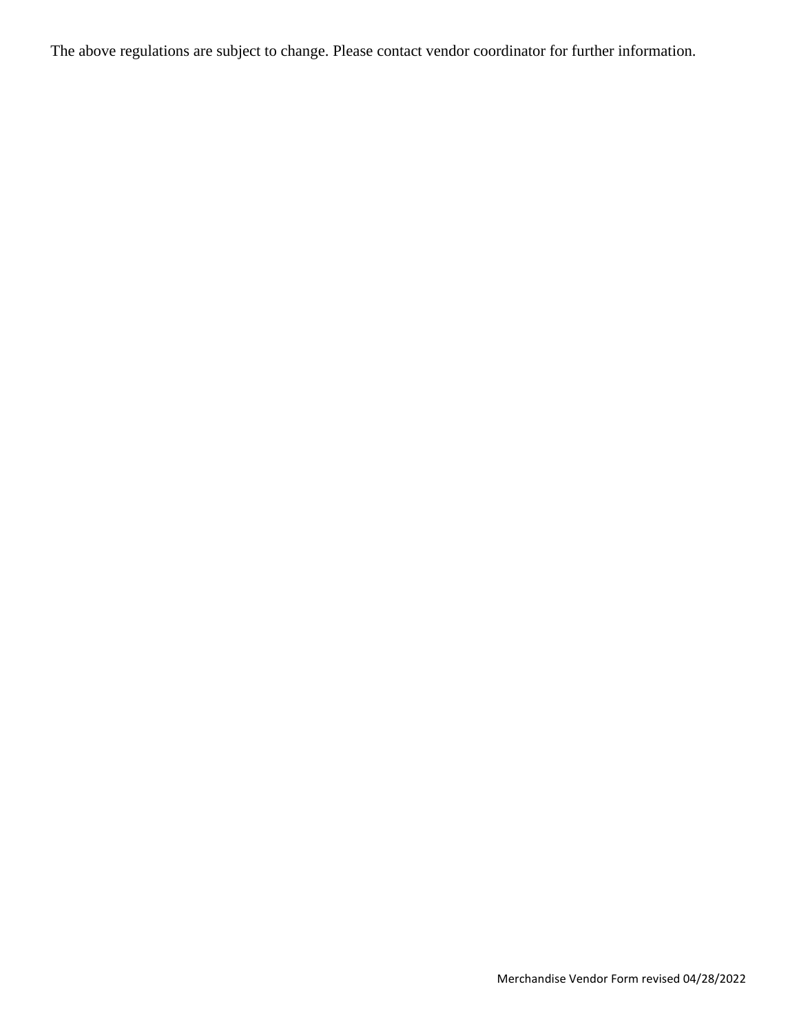The above regulations are subject to change. Please contact vendor coordinator for further information.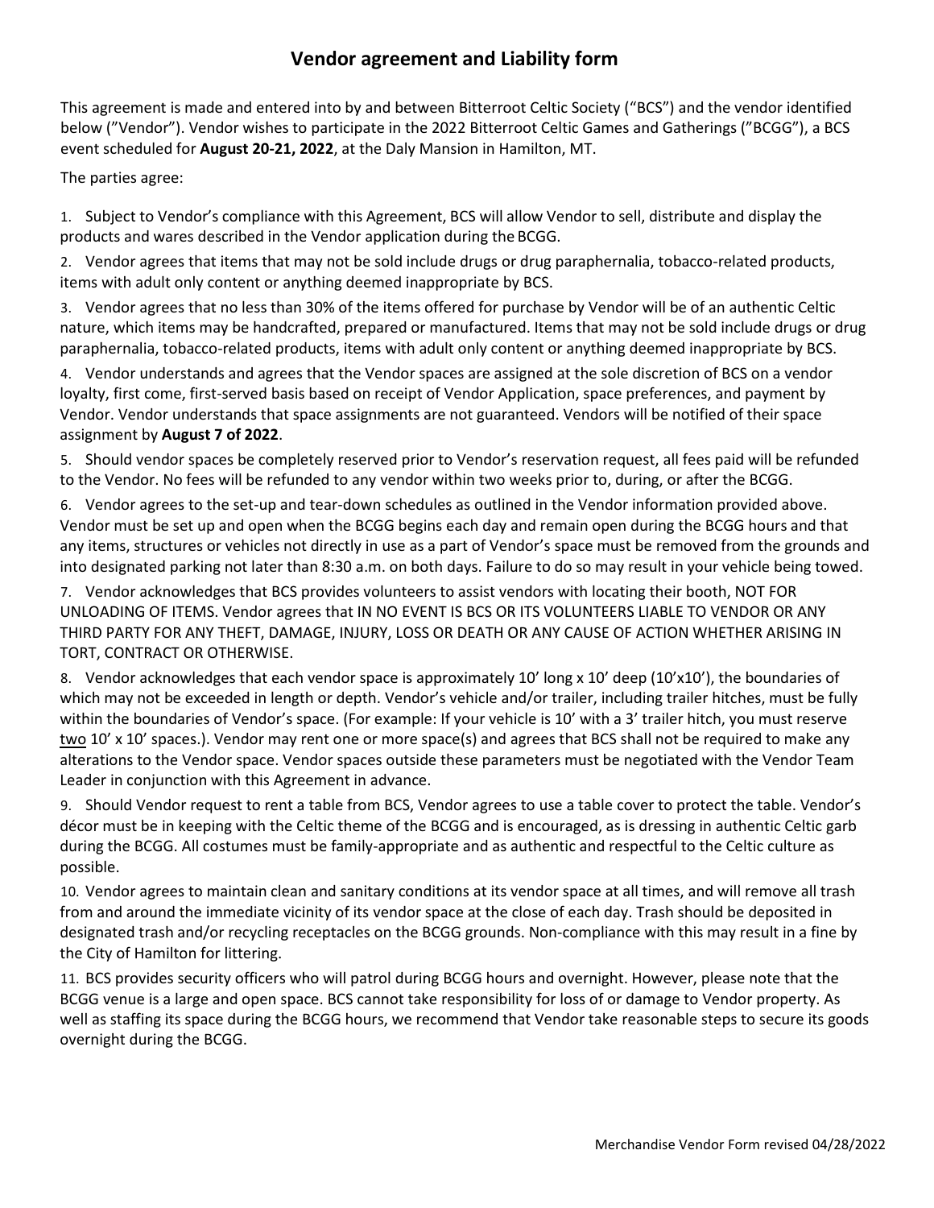## Vendor agreement and Liability form

This agreement is made and entered into by and between Bitterroot Celtic Society ("BCS") and the vendor identified below ("Vendor"). Vendor wishes to participate in the 2022 Bitterroot Celtic Games and Gatherings ("BCGG"), a BCS event scheduled for **August 20-21, 2022**, at the Daly Mansion in Hamilton, MT.

The parties agree:

1. Subject to Vendor's compliance with this Agreement, BCS will allow Vendor to sell, distribute and display the products and wares described in the Vendor application during the BCGG.

2. Vendor agrees that items that may not be sold include drugs or drug paraphernalia, tobacco-related products, items with adult only content or anything deemed inappropriate by BCS.

3. Vendor agrees that no less than 30% of the items offered for purchase by Vendor will be of an authentic Celtic nature, which items may be handcrafted, prepared or manufactured. Items that may not be sold include drugs or drug paraphernalia, tobacco-related products, items with adult only content or anything deemed inappropriate by BCS.

4. Vendor understands and agrees that the Vendor spaces are assigned at the sole discretion of BCS on a vendor loyalty, first come, first-served basis based on receipt of Vendor Application, space preferences, and payment by Vendor. Vendor understands that space assignments are not guaranteed. Vendors will be notified of their space assignment by **August 7 of 2022**.

5. Should vendor spaces be completely reserved prior to Vendor's reservation request, all fees paid will be refunded to the Vendor. No fees will be refunded to any vendor within two weeks prior to, during, or after the BCGG.

6. Vendor agrees to the set-up and tear-down schedules as outlined in the Vendor information provided above. Vendor must be set up and open when the BCGG begins each day and remain open during the BCGG hours and that any items, structures or vehicles not directly in use as a part of Vendor's space must be removed from the grounds and into designated parking not later than 8:30 a.m. on both days. Failure to do so may result in your vehicle being towed.

7. Vendor acknowledges that BCS provides volunteers to assist vendors with locating their booth, NOT FOR UNLOADING OF ITEMS. Vendor agrees that IN NO EVENT IS BCS OR ITS VOLUNTEERS LIABLE TO VENDOR OR ANY THIRD PARTY FOR ANY THEFT, DAMAGE, INJURY, LOSS OR DEATH OR ANY CAUSE OF ACTION WHETHER ARISING IN TORT, CONTRACT OR OTHERWISE.

8. Vendor acknowledges that each vendor space is approximately 10' long x 10' deep (10'x10'), the boundaries of which may not be exceeded in length or depth. Vendor's vehicle and/or trailer, including trailer hitches, must be fully within the boundaries of Vendor's space. (For example: If your vehicle is 10' with a 3' trailer hitch, you must reserve <u>two</u> 10' x 10' spaces.). Vendor may rent one or more space(s) and agrees that BCS shall not be required to make any alterations to the Vendor space. Vendor spaces outside these parameters must be negotiated with the Vendor Team Leader in conjunction with this Agreement in advance.

9. Should Vendor request to rent a table from BCS, Vendor agrees to use a table cover to protect the table. Vendor's décor must be in keeping with the Celtic theme of the BCGG and is encouraged, as is dressing in authentic Celtic garb during the BCGG. All costumes must be family-appropriate and as authentic and respectful to the Celtic culture as possible.

10. Vendor agrees to maintain clean and sanitary conditions at its vendor space at all times, and will remove all trash from and around the immediate vicinity of its vendor space at the close of each day. Trash should be deposited in designated trash and/or recycling receptacles on the BCGG grounds. Non-compliance with this may result in a fine by the City of Hamilton for littering.

11. BCS provides security officers who will patrol during BCGG hours and overnight. However, please note that the BCGG venue is a large and open space. BCS cannot take responsibility for loss of or damage to Vendor property. As well as staffing its space during the BCGG hours, we recommend that Vendor take reasonable steps to secure its goods overnight during the BCGG.

Merchandise Vendor Form revised 04/28/2022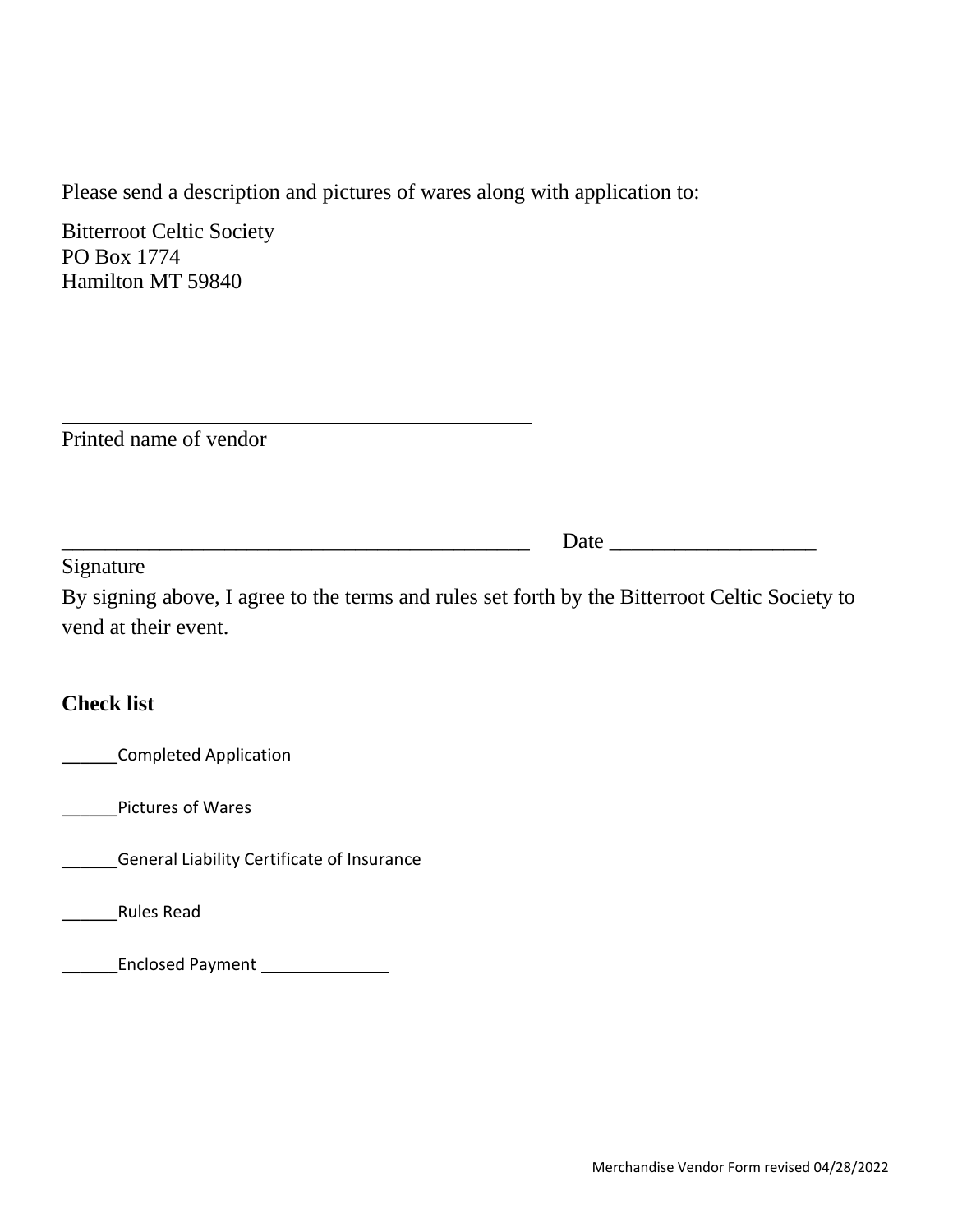Please send a description and pictures of wares along with application to:

Bitterroot Celtic Society
PO Box 1774
Hamilton MT 59840

_______________________________________________
Printed name of vendor

_____________________________________________ Date ___________________
Signature

By signing above, I agree to the terms and rules set forth by the Bitterroot Celtic Society to vend at their event.

**Check list**

______Completed Application

______Pictures of Wares

______General Liability Certificate of Insurance

______Rules Read

______Enclosed Payment ______________

Merchandise Vendor Form revised 04/28/2022